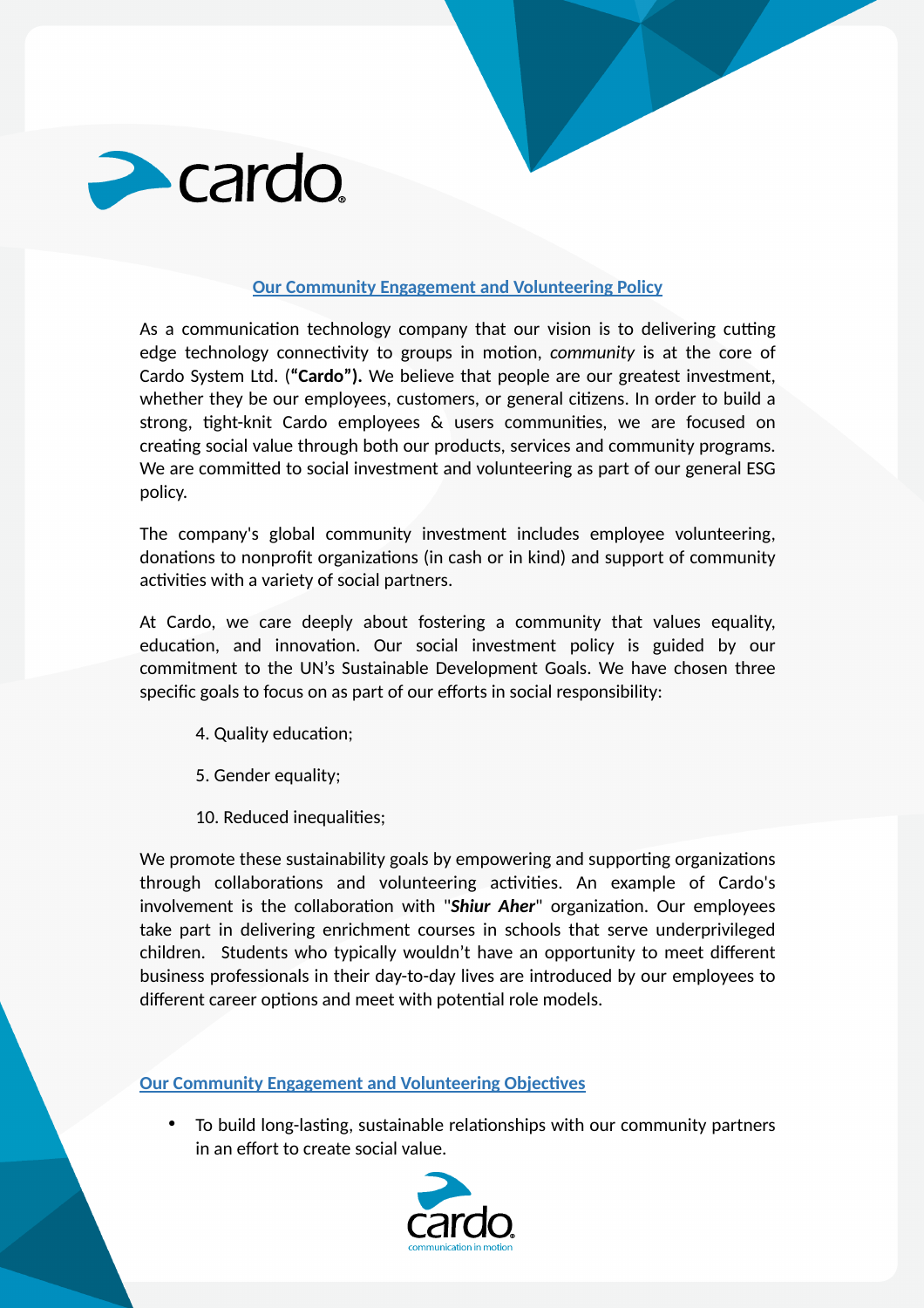## Our Community Engagement and Volunteering Policy

As a communication technology company that our vision is to delivering cutting edge technology connectivity to groups in motion, *community* is at the core of Cardo System Ltd. (**"Cardo").** We believe that people are our greatest investment, whether they be our employees, customers, or general citizens. In order to build a strong, tight-knit Cardo employees & users communities, we are focused on creating social value through both our products, services and community programs. We are committed to social investment and volunteering as part of our general ESG policy.

The company's global community investment includes employee volunteering, donations to nonprofit organizations (in cash or in kind) and support of community activities with a variety of social partners.

At Cardo, we care deeply about fostering a community that values equality, education, and innovation. Our social investment policy is guided by our commitment to the UN's Sustainable Development Goals. We have chosen three specific goals to focus on as part of our efforts in social responsibility:

4. Quality education;
5. Gender equality;
10. Reduced inequalities;

We promote these sustainability goals by empowering and supporting organizations through collaborations and volunteering activities. An example of Cardo's involvement is the collaboration with "***Shiur Aher***" organization. Our employees take part in delivering enrichment courses in schools that serve underprivileged children. Students who typically wouldn't have an opportunity to meet different business professionals in their day-to-day lives are introduced by our employees to different career options and meet with potential role models.

## Our Community Engagement and Volunteering Objectives

- To build long-lasting, sustainable relationships with our community partners in an effort to create social value.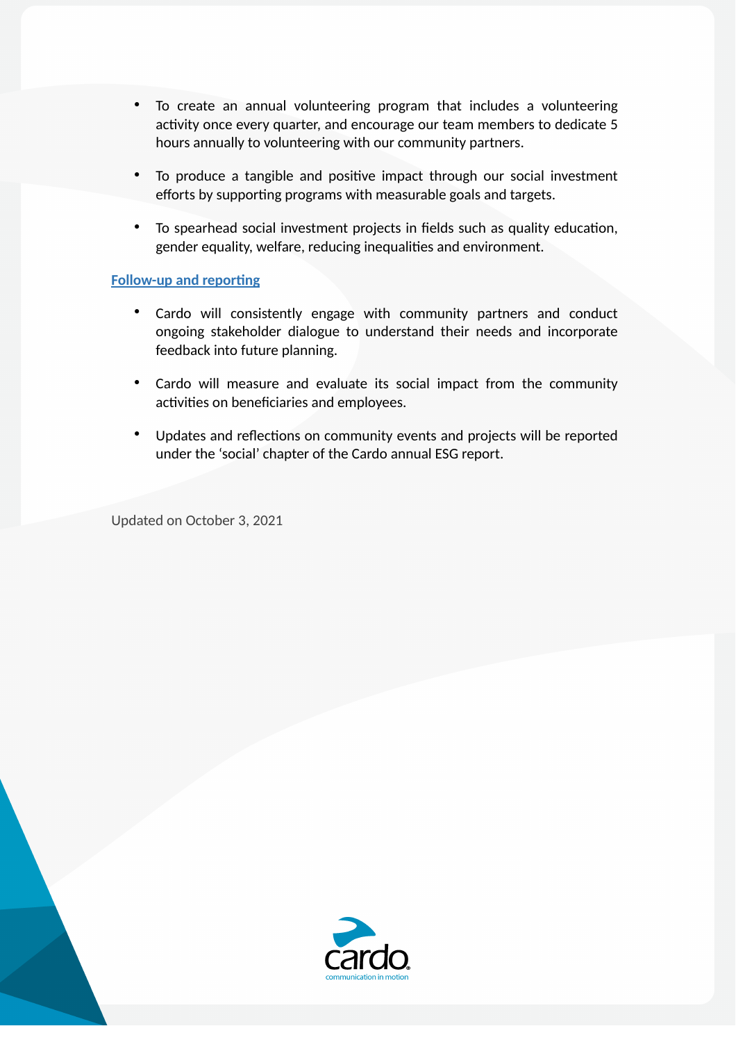- To create an annual volunteering program that includes a volunteering activity once every quarter, and encourage our team members to dedicate 5 hours annually to volunteering with our community partners.
- To produce a tangible and positive impact through our social investment efforts by supporting programs with measurable goals and targets.
- To spearhead social investment projects in fields such as quality education, gender equality, welfare, reducing inequalities and environment.

**Follow-up and reporting**

- Cardo will consistently engage with community partners and conduct ongoing stakeholder dialogue to understand their needs and incorporate feedback into future planning.
- Cardo will measure and evaluate its social impact from the community activities on beneficiaries and employees.
- Updates and reflections on community events and projects will be reported under the 'social' chapter of the Cardo annual ESG report.

Updated on October 3, 2021

cardo
communication in motion